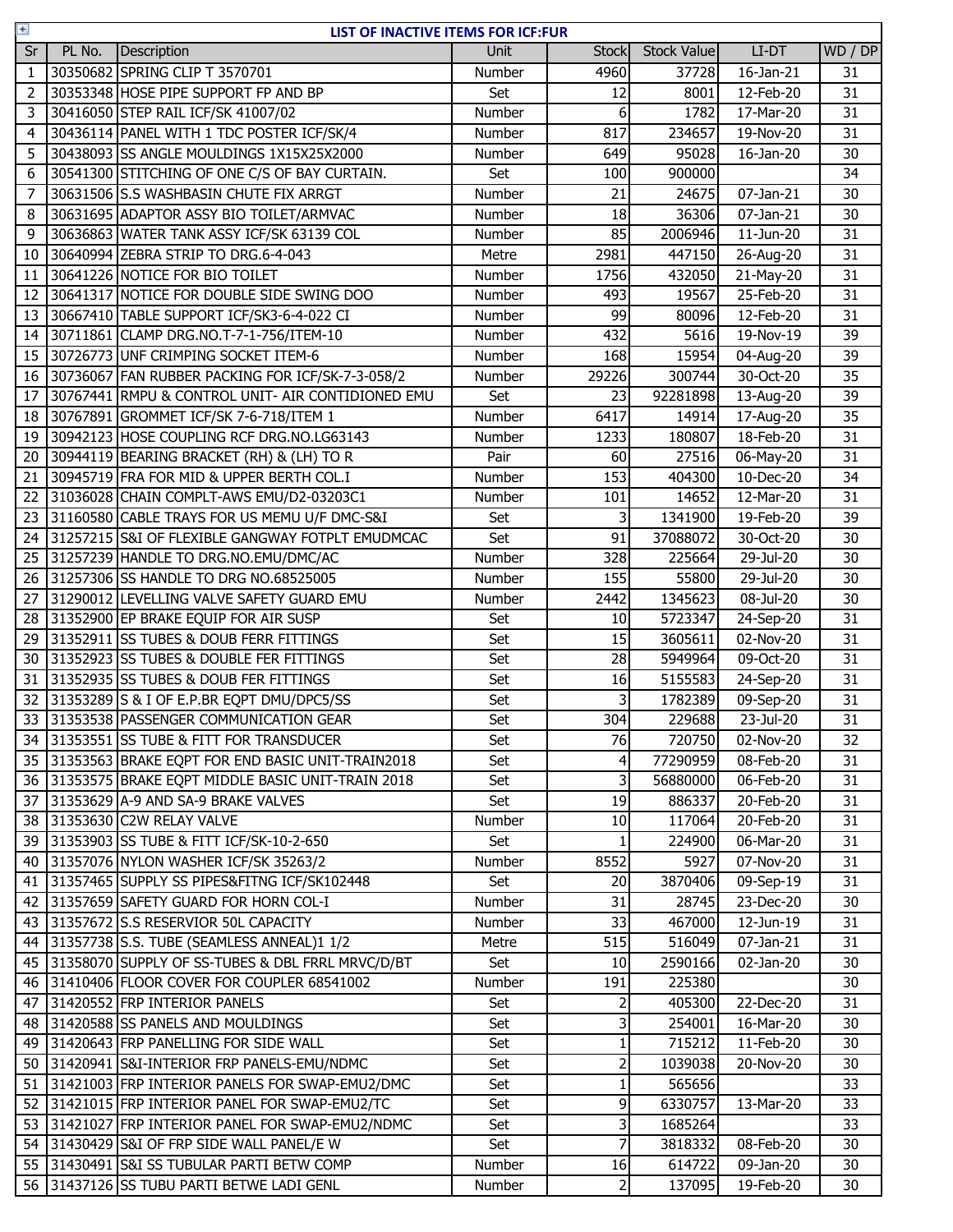# LIST OF INACTIVE ITEMS FOR ICF:FUR

| Sr | PL No. | Description | Unit | Stock | Stock Value | LI-DT | WD / DP |
|---|---|---|---|---|---|---|---|
| 1 | 30350682 | SPRING CLIP T 3570701 | Number | 4960 | 37728 | 16-Jan-21 | 31 |
| 2 | 30353348 | HOSE PIPE SUPPORT FP AND BP | Set | 12 | 8001 | 12-Feb-20 | 31 |
| 3 | 30416050 | STEP RAIL ICF/SK 41007/02 | Number | 6 | 1782 | 17-Mar-20 | 31 |
| 4 | 30436114 | PANEL WITH 1 TDC POSTER ICF/SK/4 | Number | 817 | 234657 | 19-Nov-20 | 31 |
| 5 | 30438093 | SS ANGLE MOULDINGS 1X15X25X2000 | Number | 649 | 95028 | 16-Jan-20 | 30 |
| 6 | 30541300 | STITCHING OF ONE C/S OF BAY CURTAIN. | Set | 100 | 900000 | | 34 |
| 7 | 30631506 | S.S WASHBASIN CHUTE FIX ARRGT | Number | 21 | 24675 | 07-Jan-21 | 30 |
| 8 | 30631695 | ADAPTOR ASSY BIO TOILET/ARMVAC | Number | 18 | 36306 | 07-Jan-21 | 30 |
| 9 | 30636863 | WATER TANK ASSY ICF/SK 63139 COL | Number | 85 | 2006946 | 11-Jun-20 | 31 |
| 10 | 30640994 | ZEBRA STRIP TO DRG.6-4-043 | Metre | 2981 | 447150 | 26-Aug-20 | 31 |
| 11 | 30641226 | NOTICE FOR BIO TOILET | Number | 1756 | 432050 | 21-May-20 | 31 |
| 12 | 30641317 | NOTICE FOR DOUBLE SIDE SWING DOO | Number | 493 | 19567 | 25-Feb-20 | 31 |
| 13 | 30667410 | TABLE SUPPORT ICF/SK3-6-4-022 CI | Number | 99 | 80096 | 12-Feb-20 | 31 |
| 14 | 30711861 | CLAMP DRG.NO.T-7-1-756/ITEM-10 | Number | 432 | 5616 | 19-Nov-19 | 39 |
| 15 | 30726773 | UNF CRIMPING SOCKET ITEM-6 | Number | 168 | 15954 | 04-Aug-20 | 39 |
| 16 | 30736067 | FAN RUBBER PACKING FOR ICF/SK-7-3-058/2 | Number | 29226 | 300744 | 30-Oct-20 | 35 |
| 17 | 30767441 | RMPU & CONTROL UNIT- AIR CONTIDIONED EMU | Set | 23 | 92281898 | 13-Aug-20 | 39 |
| 18 | 30767891 | GROMMET ICF/SK 7-6-718/ITEM 1 | Number | 6417 | 14914 | 17-Aug-20 | 35 |
| 19 | 30942123 | HOSE COUPLING RCF DRG.NO.LG63143 | Number | 1233 | 180807 | 18-Feb-20 | 31 |
| 20 | 30944119 | BEARING BRACKET (RH) & (LH) TO R | Pair | 60 | 27516 | 06-May-20 | 31 |
| 21 | 30945719 | FRA FOR MID & UPPER BERTH COL.I | Number | 153 | 404300 | 10-Dec-20 | 34 |
| 22 | 31036028 | CHAIN COMPLT-AWS EMU/D2-03203C1 | Number | 101 | 14652 | 12-Mar-20 | 31 |
| 23 | 31160580 | CABLE TRAYS FOR US MEMU U/F DMC-S&I | Set | 3 | 1341900 | 19-Feb-20 | 39 |
| 24 | 31257215 | S&I OF FLEXIBLE GANGWAY FOTPLT EMUDMCAC | Set | 91 | 37088072 | 30-Oct-20 | 30 |
| 25 | 31257239 | HANDLE TO DRG.NO.EMU/DMC/AC | Number | 328 | 225664 | 29-Jul-20 | 30 |
| 26 | 31257306 | SS HANDLE TO DRG NO.68525005 | Number | 155 | 55800 | 29-Jul-20 | 30 |
| 27 | 31290012 | LEVELLING VALVE SAFETY GUARD EMU | Number | 2442 | 1345623 | 08-Jul-20 | 30 |
| 28 | 31352900 | EP BRAKE EQUIP FOR AIR SUSP | Set | 10 | 5723347 | 24-Sep-20 | 31 |
| 29 | 31352911 | SS TUBES & DOUB FERR FITTINGS | Set | 15 | 3605611 | 02-Nov-20 | 31 |
| 30 | 31352923 | SS TUBES & DOUBLE FER FITTINGS | Set | 28 | 5949964 | 09-Oct-20 | 31 |
| 31 | 31352935 | SS TUBES & DOUB FER FITTINGS | Set | 16 | 5155583 | 24-Sep-20 | 31 |
| 32 | 31353289 | S & I OF E.P.BR EQPT DMU/DPC5/SS | Set | 3 | 1782389 | 09-Sep-20 | 31 |
| 33 | 31353538 | PASSENGER COMMUNICATION GEAR | Set | 304 | 229688 | 23-Jul-20 | 31 |
| 34 | 31353551 | SS TUBE & FITT FOR TRANSDUCER | Set | 76 | 720750 | 02-Nov-20 | 32 |
| 35 | 31353563 | BRAKE EQPT FOR END BASIC UNIT-TRAIN2018 | Set | 4 | 77290959 | 08-Feb-20 | 31 |
| 36 | 31353575 | BRAKE EQPT MIDDLE BASIC UNIT-TRAIN 2018 | Set | 3 | 56880000 | 06-Feb-20 | 31 |
| 37 | 31353629 | A-9 AND SA-9 BRAKE VALVES | Set | 19 | 886337 | 20-Feb-20 | 31 |
| 38 | 31353630 | C2W RELAY VALVE | Number | 10 | 117064 | 20-Feb-20 | 31 |
| 39 | 31353903 | SS TUBE & FITT ICF/SK-10-2-650 | Set | 1 | 224900 | 06-Mar-20 | 31 |
| 40 | 31357076 | NYLON WASHER ICF/SK 35263/2 | Number | 8552 | 5927 | 07-Nov-20 | 31 |
| 41 | 31357465 | SUPPLY SS PIPES&FITNG ICF/SK102448 | Set | 20 | 3870406 | 09-Sep-19 | 31 |
| 42 | 31357659 | SAFETY GUARD FOR HORN COL-I | Number | 31 | 28745 | 23-Dec-20 | 30 |
| 43 | 31357672 | S.S RESERVIOR 50L CAPACITY | Number | 33 | 467000 | 12-Jun-19 | 31 |
| 44 | 31357738 | S.S. TUBE (SEAMLESS ANNEAL)1 1/2 | Metre | 515 | 516049 | 07-Jan-21 | 31 |
| 45 | 31358070 | SUPPLY OF SS-TUBES & DBL FRRL MRVC/D/BT | Set | 10 | 2590166 | 02-Jan-20 | 30 |
| 46 | 31410406 | FLOOR COVER FOR COUPLER 68541002 | Number | 191 | 225380 | | 30 |
| 47 | 31420552 | FRP INTERIOR PANELS | Set | 2 | 405300 | 22-Dec-20 | 31 |
| 48 | 31420588 | SS PANELS AND MOULDINGS | Set | 3 | 254001 | 16-Mar-20 | 30 |
| 49 | 31420643 | FRP PANELLING FOR SIDE WALL | Set | 1 | 715212 | 11-Feb-20 | 30 |
| 50 | 31420941 | S&I-INTERIOR FRP PANELS-EMU/NDMC | Set | 2 | 1039038 | 20-Nov-20 | 30 |
| 51 | 31421003 | FRP INTERIOR PANELS FOR SWAP-EMU2/DMC | Set | 1 | 565656 | | 33 |
| 52 | 31421015 | FRP INTERIOR PANEL FOR SWAP-EMU2/TC | Set | 9 | 6330757 | 13-Mar-20 | 33 |
| 53 | 31421027 | FRP INTERIOR PANEL FOR SWAP-EMU2/NDMC | Set | 3 | 1685264 | | 33 |
| 54 | 31430429 | S&I OF FRP SIDE WALL PANEL/E W | Set | 7 | 3818332 | 08-Feb-20 | 30 |
| 55 | 31430491 | S&I SS TUBULAR PARTI BETW COMP | Number | 16 | 614722 | 09-Jan-20 | 30 |
| 56 | 31437126 | SS TUBU PARTI BETWE LADI GENL | Number | 2 | 137095 | 19-Feb-20 | 30 |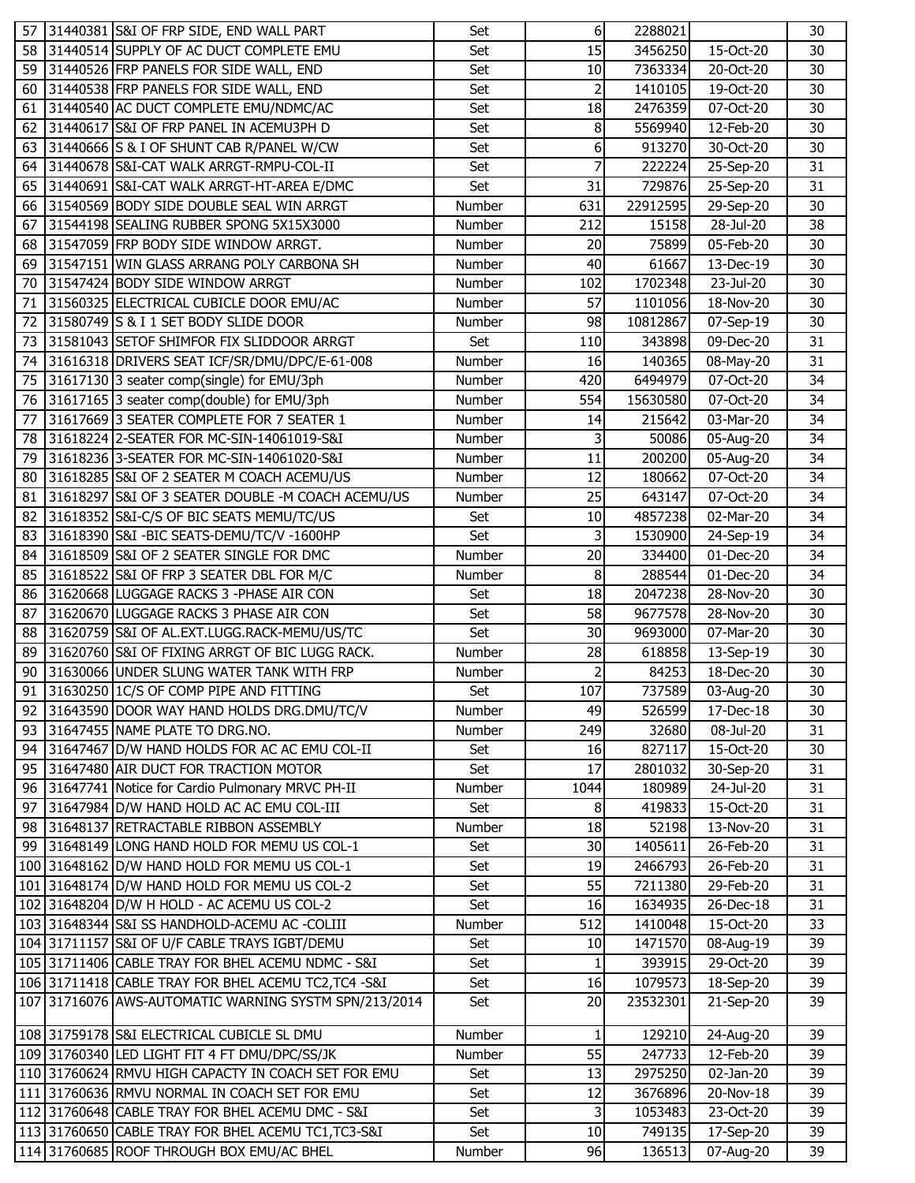| | | | | | | | |
|---|---|---|---|---|---|---|---|
| 57 | 31440381 | S&I OF FRP SIDE, END WALL PART | Set | 6 | 2288021 | | 30 |
| 58 | 31440514 | SUPPLY OF AC DUCT COMPLETE EMU | Set | 15 | 3456250 | 15-Oct-20 | 30 |
| 59 | 31440526 | FRP PANELS FOR SIDE WALL, END | Set | 10 | 7363334 | 20-Oct-20 | 30 |
| 60 | 31440538 | FRP PANELS FOR SIDE WALL, END | Set | 2 | 1410105 | 19-Oct-20 | 30 |
| 61 | 31440540 | AC DUCT COMPLETE EMU/NDMC/AC | Set | 18 | 2476359 | 07-Oct-20 | 30 |
| 62 | 31440617 | S&I OF FRP PANEL IN ACEMU3PH D | Set | 8 | 5569940 | 12-Feb-20 | 30 |
| 63 | 31440666 | S & I OF SHUNT CAB R/PANEL W/CW | Set | 6 | 913270 | 30-Oct-20 | 30 |
| 64 | 31440678 | S&I-CAT WALK ARRGT-RMPU-COL-II | Set | 7 | 222224 | 25-Sep-20 | 31 |
| 65 | 31440691 | S&I-CAT WALK ARRGT-HT-AREA E/DMC | Set | 31 | 729876 | 25-Sep-20 | 31 |
| 66 | 31540569 | BODY SIDE DOUBLE SEAL WIN ARRGT | Number | 631 | 22912595 | 29-Sep-20 | 30 |
| 67 | 31544198 | SEALING RUBBER SPONG 5X15X3000 | Number | 212 | 15158 | 28-Jul-20 | 38 |
| 68 | 31547059 | FRP BODY SIDE WINDOW ARRGT. | Number | 20 | 75899 | 05-Feb-20 | 30 |
| 69 | 31547151 | WIN GLASS ARRANG POLY CARBONA SH | Number | 40 | 61667 | 13-Dec-19 | 30 |
| 70 | 31547424 | BODY SIDE WINDOW ARRGT | Number | 102 | 1702348 | 23-Jul-20 | 30 |
| 71 | 31560325 | ELECTRICAL CUBICLE DOOR EMU/AC | Number | 57 | 1101056 | 18-Nov-20 | 30 |
| 72 | 31580749 | S & I 1 SET BODY SLIDE DOOR | Number | 98 | 10812867 | 07-Sep-19 | 30 |
| 73 | 31581043 | SETOF SHIMFOR FIX SLIDDOOR ARRGT | Set | 110 | 343898 | 09-Dec-20 | 31 |
| 74 | 31616318 | DRIVERS SEAT ICF/SR/DMU/DPC/E-61-008 | Number | 16 | 140365 | 08-May-20 | 31 |
| 75 | 31617130 | 3 seater comp(single) for EMU/3ph | Number | 420 | 6494979 | 07-Oct-20 | 34 |
| 76 | 31617165 | 3 seater comp(double) for EMU/3ph | Number | 554 | 15630580 | 07-Oct-20 | 34 |
| 77 | 31617669 | 3 SEATER COMPLETE FOR 7 SEATER 1 | Number | 14 | 215642 | 03-Mar-20 | 34 |
| 78 | 31618224 | 2-SEATER FOR MC-SIN-14061019-S&I | Number | 3 | 50086 | 05-Aug-20 | 34 |
| 79 | 31618236 | 3-SEATER FOR MC-SIN-14061020-S&I | Number | 11 | 200200 | 05-Aug-20 | 34 |
| 80 | 31618285 | S&I OF 2 SEATER M COACH ACEMU/US | Number | 12 | 180662 | 07-Oct-20 | 34 |
| 81 | 31618297 | S&I OF 3 SEATER DOUBLE -M COACH ACEMU/US | Number | 25 | 643147 | 07-Oct-20 | 34 |
| 82 | 31618352 | S&I-C/S OF BIC SEATS MEMU/TC/US | Set | 10 | 4857238 | 02-Mar-20 | 34 |
| 83 | 31618390 | S&I -BIC SEATS-DEMU/TC/V -1600HP | Set | 3 | 1530900 | 24-Sep-19 | 34 |
| 84 | 31618509 | S&I OF 2 SEATER SINGLE FOR DMC | Number | 20 | 334400 | 01-Dec-20 | 34 |
| 85 | 31618522 | S&I OF FRP 3 SEATER DBL FOR M/C | Number | 8 | 288544 | 01-Dec-20 | 34 |
| 86 | 31620668 | LUGGAGE RACKS 3 -PHASE AIR CON | Set | 18 | 2047238 | 28-Nov-20 | 30 |
| 87 | 31620670 | LUGGAGE RACKS 3 PHASE AIR CON | Set | 58 | 9677578 | 28-Nov-20 | 30 |
| 88 | 31620759 | S&I OF AL.EXT.LUGG.RACK-MEMU/US/TC | Set | 30 | 9693000 | 07-Mar-20 | 30 |
| 89 | 31620760 | S&I OF FIXING ARRGT OF BIC LUGG RACK. | Number | 28 | 618858 | 13-Sep-19 | 30 |
| 90 | 31630066 | UNDER SLUNG WATER TANK WITH FRP | Number | 2 | 84253 | 18-Dec-20 | 30 |
| 91 | 31630250 | 1C/S OF COMP PIPE AND FITTING | Set | 107 | 737589 | 03-Aug-20 | 30 |
| 92 | 31643590 | DOOR WAY HAND HOLDS DRG.DMU/TC/V | Number | 49 | 526599 | 17-Dec-18 | 30 |
| 93 | 31647455 | NAME PLATE TO DRG.NO. | Number | 249 | 32680 | 08-Jul-20 | 31 |
| 94 | 31647467 | D/W HAND HOLDS FOR AC AC EMU COL-II | Set | 16 | 827117 | 15-Oct-20 | 30 |
| 95 | 31647480 | AIR DUCT FOR TRACTION MOTOR | Set | 17 | 2801032 | 30-Sep-20 | 31 |
| 96 | 31647741 | Notice for Cardio Pulmonary MRVC PH-II | Number | 1044 | 180989 | 24-Jul-20 | 31 |
| 97 | 31647984 | D/W HAND HOLD AC AC EMU COL-III | Set | 8 | 419833 | 15-Oct-20 | 31 |
| 98 | 31648137 | RETRACTABLE RIBBON ASSEMBLY | Number | 18 | 52198 | 13-Nov-20 | 31 |
| 99 | 31648149 | LONG HAND HOLD FOR MEMU US COL-1 | Set | 30 | 1405611 | 26-Feb-20 | 31 |
| 100 | 31648162 | D/W HAND HOLD FOR MEMU US COL-1 | Set | 19 | 2466793 | 26-Feb-20 | 31 |
| 101 | 31648174 | D/W HAND HOLD FOR MEMU US COL-2 | Set | 55 | 7211380 | 29-Feb-20 | 31 |
| 102 | 31648204 | D/W H HOLD - AC ACEMU US COL-2 | Set | 16 | 1634935 | 26-Dec-18 | 31 |
| 103 | 31648344 | S&I SS HANDHOLD-ACEMU AC -COLIII | Number | 512 | 1410048 | 15-Oct-20 | 33 |
| 104 | 31711157 | S&I OF U/F CABLE TRAYS IGBT/DEMU | Set | 10 | 1471570 | 08-Aug-19 | 39 |
| 105 | 31711406 | CABLE TRAY FOR BHEL ACEMU NDMC - S&I | Set | 1 | 393915 | 29-Oct-20 | 39 |
| 106 | 31711418 | CABLE TRAY FOR BHEL ACEMU TC2,TC4 -S&I | Set | 16 | 1079573 | 18-Sep-20 | 39 |
| 107 | 31716076 | AWS-AUTOMATIC WARNING SYSTM SPN/213/2014 | Set | 20 | 23532301 | 21-Sep-20 | 39 |
| 108 | 31759178 | S&I ELECTRICAL CUBICLE SL DMU | Number | 1 | 129210 | 24-Aug-20 | 39 |
| 109 | 31760340 | LED LIGHT FIT 4 FT DMU/DPC/SS/JK | Number | 55 | 247733 | 12-Feb-20 | 39 |
| 110 | 31760624 | RMVU HIGH CAPACTY IN COACH SET FOR EMU | Set | 13 | 2975250 | 02-Jan-20 | 39 |
| 111 | 31760636 | RMVU NORMAL IN COACH SET FOR EMU | Set | 12 | 3676896 | 20-Nov-18 | 39 |
| 112 | 31760648 | CABLE TRAY FOR BHEL ACEMU DMC - S&I | Set | 3 | 1053483 | 23-Oct-20 | 39 |
| 113 | 31760650 | CABLE TRAY FOR BHEL ACEMU TC1,TC3-S&I | Set | 10 | 749135 | 17-Sep-20 | 39 |
| 114 | 31760685 | ROOF THROUGH BOX EMU/AC BHEL | Number | 96 | 136513 | 07-Aug-20 | 39 |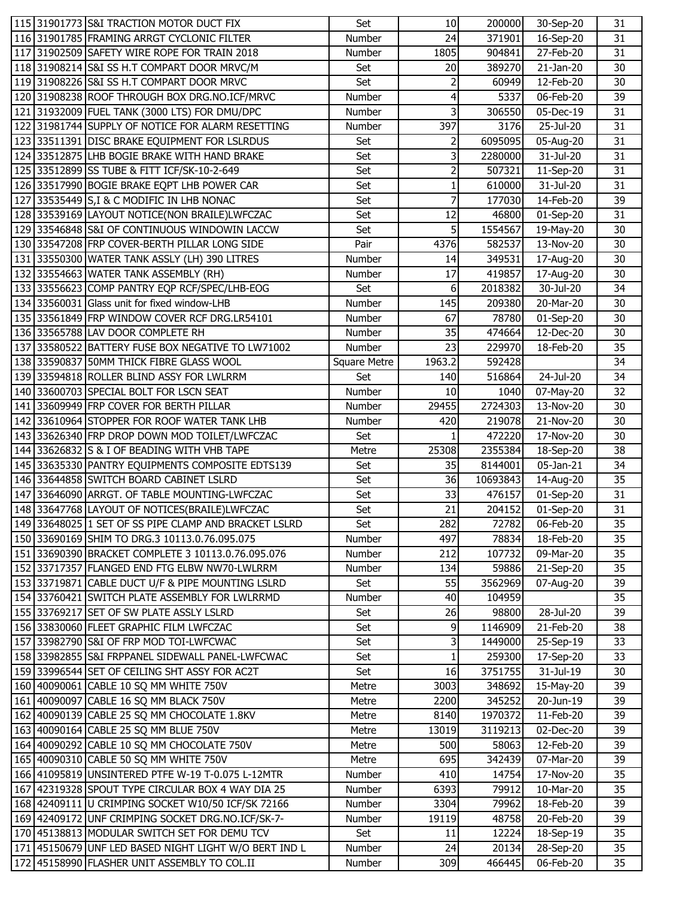| | | | | | | | |
|---|---|---|---|---|---|---|---|
| 115 | 31901773 | S&I TRACTION MOTOR DUCT FIX | Set | 10 | 200000 | 30-Sep-20 | 31 |
| 116 | 31901785 | FRAMING ARRGT CYCLONIC FILTER | Number | 24 | 371901 | 16-Sep-20 | 31 |
| 117 | 31902509 | SAFETY WIRE ROPE FOR TRAIN 2018 | Number | 1805 | 904841 | 27-Feb-20 | 31 |
| 118 | 31908214 | S&I SS H.T COMPART DOOR MRVC/M | Set | 20 | 389270 | 21-Jan-20 | 30 |
| 119 | 31908226 | S&I SS H.T COMPART DOOR MRVC | Set | 2 | 60949 | 12-Feb-20 | 30 |
| 120 | 31908238 | ROOF THROUGH BOX DRG.NO.ICF/MRVC | Number | 4 | 5337 | 06-Feb-20 | 39 |
| 121 | 31932009 | FUEL TANK (3000 LTS) FOR DMU/DPC | Number | 3 | 306550 | 05-Dec-19 | 31 |
| 122 | 31981744 | SUPPLY OF NOTICE FOR ALARM RESETTING | Number | 397 | 3176 | 25-Jul-20 | 31 |
| 123 | 33511391 | DISC BRAKE EQUIPMENT FOR LSLRDUS | Set | 2 | 6095095 | 05-Aug-20 | 31 |
| 124 | 33512875 | LHB BOGIE BRAKE WITH HAND BRAKE | Set | 3 | 2280000 | 31-Jul-20 | 31 |
| 125 | 33512899 | SS TUBE & FITT ICF/SK-10-2-649 | Set | 2 | 507321 | 11-Sep-20 | 31 |
| 126 | 33517990 | BOGIE BRAKE EQPT LHB POWER CAR | Set | 1 | 610000 | 31-Jul-20 | 31 |
| 127 | 33535449 | S,I & C MODIFIC IN LHB NONAC | Set | 7 | 177030 | 14-Feb-20 | 39 |
| 128 | 33539169 | LAYOUT NOTICE(NON BRAILE)LWFCZAC | Set | 12 | 46800 | 01-Sep-20 | 31 |
| 129 | 33546848 | S&I OF CONTINUOUS WINDOWIN LACCW | Set | 5 | 1554567 | 19-May-20 | 30 |
| 130 | 33547208 | FRP COVER-BERTH PILLAR LONG SIDE | Pair | 4376 | 582537 | 13-Nov-20 | 30 |
| 131 | 33550300 | WATER TANK ASSLY (LH) 390 LITRES | Number | 14 | 349531 | 17-Aug-20 | 30 |
| 132 | 33554663 | WATER TANK ASSEMBLY (RH) | Number | 17 | 419857 | 17-Aug-20 | 30 |
| 133 | 33556623 | COMP PANTRY EQP RCF/SPEC/LHB-EOG | Set | 6 | 2018382 | 30-Jul-20 | 34 |
| 134 | 33560031 | Glass unit for fixed window-LHB | Number | 145 | 209380 | 20-Mar-20 | 30 |
| 135 | 33561849 | FRP WINDOW COVER RCF DRG.LR54101 | Number | 67 | 78780 | 01-Sep-20 | 30 |
| 136 | 33565788 | LAV DOOR COMPLETE RH | Number | 35 | 474664 | 12-Dec-20 | 30 |
| 137 | 33580522 | BATTERY FUSE BOX NEGATIVE TO LW71002 | Number | 23 | 229970 | 18-Feb-20 | 35 |
| 138 | 33590837 | 50MM THICK FIBRE GLASS WOOL | Square Metre | 1963.2 | 592428 | | 34 |
| 139 | 33594818 | ROLLER BLIND ASSY FOR LWLRRM | Set | 140 | 516864 | 24-Jul-20 | 34 |
| 140 | 33600703 | SPECIAL BOLT FOR LSCN SEAT | Number | 10 | 1040 | 07-May-20 | 32 |
| 141 | 33609949 | FRP COVER FOR BERTH PILLAR | Number | 29455 | 2724303 | 13-Nov-20 | 30 |
| 142 | 33610964 | STOPPER FOR ROOF WATER TANK LHB | Number | 420 | 219078 | 21-Nov-20 | 30 |
| 143 | 33626340 | FRP DROP DOWN MOD TOILET/LWFCZAC | Set | 1 | 472220 | 17-Nov-20 | 30 |
| 144 | 33626832 | S & I OF BEADING WITH VHB TAPE | Metre | 25308 | 2355384 | 18-Sep-20 | 38 |
| 145 | 33635330 | PANTRY EQUIPMENTS COMPOSITE EDTS139 | Set | 35 | 8144001 | 05-Jan-21 | 34 |
| 146 | 33644858 | SWITCH BOARD CABINET LSLRD | Set | 36 | 10693843 | 14-Aug-20 | 35 |
| 147 | 33646090 | ARRGT. OF TABLE MOUNTING-LWFCZAC | Set | 33 | 476157 | 01-Sep-20 | 31 |
| 148 | 33647768 | LAYOUT OF NOTICES(BRAILE)LWFCZAC | Set | 21 | 204152 | 01-Sep-20 | 31 |
| 149 | 33648025 | 1 SET OF SS PIPE CLAMP AND BRACKET LSLRD | Set | 282 | 72782 | 06-Feb-20 | 35 |
| 150 | 33690169 | SHIM TO DRG.3 10113.0.76.095.075 | Number | 497 | 78834 | 18-Feb-20 | 35 |
| 151 | 33690390 | BRACKET COMPLETE 3 10113.0.76.095.076 | Number | 212 | 107732 | 09-Mar-20 | 35 |
| 152 | 33717357 | FLANGED END FTG ELBW NW70-LWLRRM | Number | 134 | 59886 | 21-Sep-20 | 35 |
| 153 | 33719871 | CABLE DUCT U/F & PIPE MOUNTING LSLRD | Set | 55 | 3562969 | 07-Aug-20 | 39 |
| 154 | 33760421 | SWITCH PLATE ASSEMBLY FOR LWLRRMD | Number | 40 | 104959 | | 35 |
| 155 | 33769217 | SET OF SW PLATE ASSLY LSLRD | Set | 26 | 98800 | 28-Jul-20 | 39 |
| 156 | 33830060 | FLEET GRAPHIC FILM LWFCZAC | Set | 9 | 1146909 | 21-Feb-20 | 38 |
| 157 | 33982790 | S&I OF FRP MOD TOI-LWFCWAC | Set | 3 | 1449000 | 25-Sep-19 | 33 |
| 158 | 33982855 | S&I FRPPANEL SIDEWALL PANEL-LWFCWAC | Set | 1 | 259300 | 17-Sep-20 | 33 |
| 159 | 33996544 | SET OF CEILING SHT ASSY FOR AC2T | Set | 16 | 3751755 | 31-Jul-19 | 30 |
| 160 | 40090061 | CABLE 10 SQ MM WHITE 750V | Metre | 3003 | 348692 | 15-May-20 | 39 |
| 161 | 40090097 | CABLE 16 SQ MM BLACK 750V | Metre | 2200 | 345252 | 20-Jun-19 | 39 |
| 162 | 40090139 | CABLE 25 SQ MM CHOCOLATE 1.8KV | Metre | 8140 | 1970372 | 11-Feb-20 | 39 |
| 163 | 40090164 | CABLE 25 SQ MM BLUE 750V | Metre | 13019 | 3119213 | 02-Dec-20 | 39 |
| 164 | 40090292 | CABLE 10 SQ MM CHOCOLATE 750V | Metre | 500 | 58063 | 12-Feb-20 | 39 |
| 165 | 40090310 | CABLE 50 SQ MM WHITE 750V | Metre | 695 | 342439 | 07-Mar-20 | 39 |
| 166 | 41095819 | UNSINTERED PTFE W-19 T-0.075 L-12MTR | Number | 410 | 14754 | 17-Nov-20 | 35 |
| 167 | 42319328 | SPOUT TYPE CIRCULAR BOX 4 WAY DIA 25 | Number | 6393 | 79912 | 10-Mar-20 | 35 |
| 168 | 42409111 | U CRIMPING SOCKET W10/50 ICF/SK 72166 | Number | 3304 | 79962 | 18-Feb-20 | 39 |
| 169 | 42409172 | UNF CRIMPING SOCKET DRG.NO.ICF/SK-7- | Number | 19119 | 48758 | 20-Feb-20 | 39 |
| 170 | 45138813 | MODULAR SWITCH SET FOR DEMU TCV | Set | 11 | 12224 | 18-Sep-19 | 35 |
| 171 | 45150679 | UNF LED BASED NIGHT LIGHT W/O BERT IND L | Number | 24 | 20134 | 28-Sep-20 | 35 |
| 172 | 45158990 | FLASHER UNIT ASSEMBLY TO COL.II | Number | 309 | 466445 | 06-Feb-20 | 35 |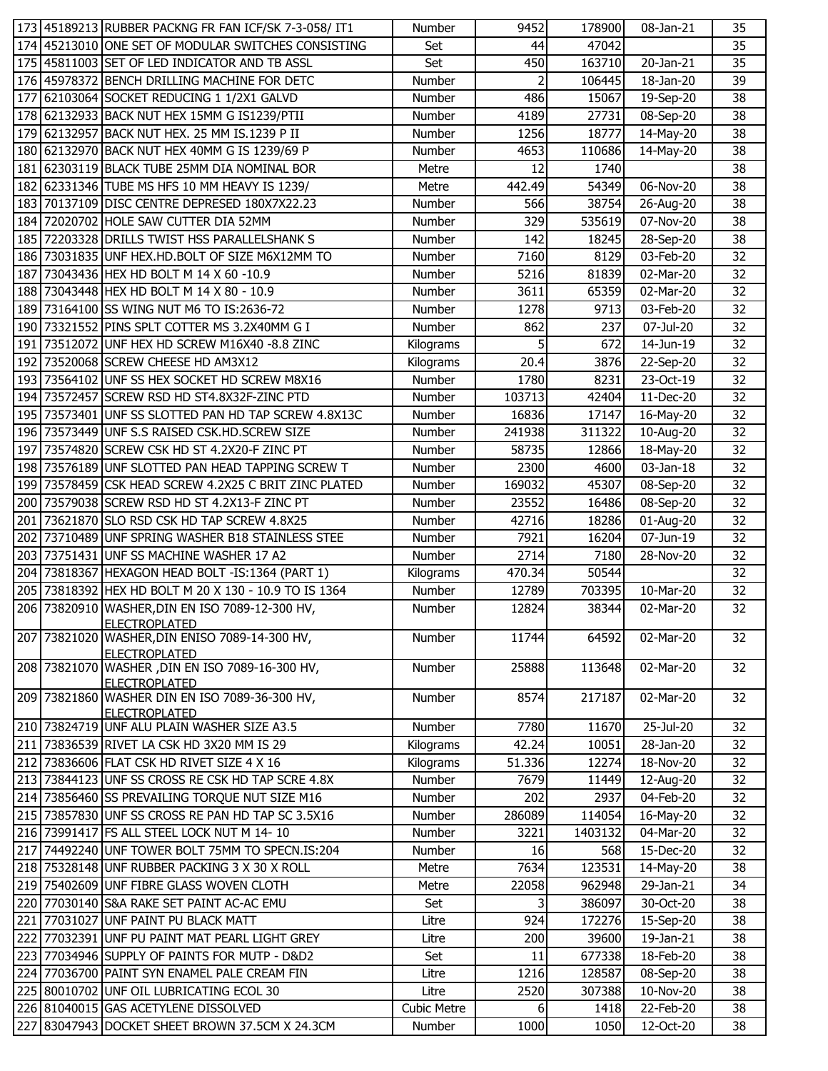| | | | | | | | |
|---|---|---|---|---|---|---|---|
| 173 | 45189213 | RUBBER PACKNG FR FAN ICF/SK 7-3-058/ IT1 | Number | 9452 | 178900 | 08-Jan-21 | 35 |
| 174 | 45213010 | ONE SET OF MODULAR SWITCHES CONSISTING | Set | 44 | 47042 | | 35 |
| 175 | 45811003 | SET OF LED INDICATOR AND TB ASSL | Set | 450 | 163710 | 20-Jan-21 | 35 |
| 176 | 45978372 | BENCH DRILLING MACHINE FOR DETC | Number | 2 | 106445 | 18-Jan-20 | 39 |
| 177 | 62103064 | SOCKET REDUCING 1 1/2X1 GALVD | Number | 486 | 15067 | 19-Sep-20 | 38 |
| 178 | 62132933 | BACK NUT HEX 15MM G IS1239/PTII | Number | 4189 | 27731 | 08-Sep-20 | 38 |
| 179 | 62132957 | BACK NUT HEX. 25 MM IS.1239 P II | Number | 1256 | 18777 | 14-May-20 | 38 |
| 180 | 62132970 | BACK NUT HEX 40MM G IS 1239/69 P | Number | 4653 | 110686 | 14-May-20 | 38 |
| 181 | 62303119 | BLACK TUBE 25MM DIA NOMINAL BOR | Metre | 12 | 1740 | | 38 |
| 182 | 62331346 | TUBE MS HFS 10 MM HEAVY IS 1239/ | Metre | 442.49 | 54349 | 06-Nov-20 | 38 |
| 183 | 70137109 | DISC CENTRE DEPRESED 180X7X22.23 | Number | 566 | 38754 | 26-Aug-20 | 38 |
| 184 | 72020702 | HOLE SAW CUTTER DIA 52MM | Number | 329 | 535619 | 07-Nov-20 | 38 |
| 185 | 72203328 | DRILLS TWIST HSS PARALLELSHANK S | Number | 142 | 18245 | 28-Sep-20 | 38 |
| 186 | 73031835 | UNF HEX.HD.BOLT OF SIZE M6X12MM TO | Number | 7160 | 8129 | 03-Feb-20 | 32 |
| 187 | 73043436 | HEX HD BOLT M 14 X 60 -10.9 | Number | 5216 | 81839 | 02-Mar-20 | 32 |
| 188 | 73043448 | HEX HD BOLT M 14 X 80 - 10.9 | Number | 3611 | 65359 | 02-Mar-20 | 32 |
| 189 | 73164100 | SS WING NUT M6 TO IS:2636-72 | Number | 1278 | 9713 | 03-Feb-20 | 32 |
| 190 | 73321552 | PINS SPLT COTTER MS 3.2X40MM G I | Number | 862 | 237 | 07-Jul-20 | 32 |
| 191 | 73512072 | UNF HEX HD SCREW M16X40 -8.8 ZINC | Kilograms | 5 | 672 | 14-Jun-19 | 32 |
| 192 | 73520068 | SCREW CHEESE HD AM3X12 | Kilograms | 20.4 | 3876 | 22-Sep-20 | 32 |
| 193 | 73564102 | UNF SS HEX SOCKET HD SCREW M8X16 | Number | 1780 | 8231 | 23-Oct-19 | 32 |
| 194 | 73572457 | SCREW RSD HD ST4.8X32F-ZINC PTD | Number | 103713 | 42404 | 11-Dec-20 | 32 |
| 195 | 73573401 | UNF SS SLOTTED PAN HD TAP SCREW 4.8X13C | Number | 16836 | 17147 | 16-May-20 | 32 |
| 196 | 73573449 | UNF S.S RAISED CSK.HD.SCREW SIZE | Number | 241938 | 311322 | 10-Aug-20 | 32 |
| 197 | 73574820 | SCREW CSK HD ST 4.2X20-F ZINC PT | Number | 58735 | 12866 | 18-May-20 | 32 |
| 198 | 73576189 | UNF SLOTTED PAN HEAD TAPPING SCREW T | Number | 2300 | 4600 | 03-Jan-18 | 32 |
| 199 | 73578459 | CSK HEAD SCREW 4.2X25 C BRIT ZINC PLATED | Number | 169032 | 45307 | 08-Sep-20 | 32 |
| 200 | 73579038 | SCREW RSD HD ST 4.2X13-F ZINC PT | Number | 23552 | 16486 | 08-Sep-20 | 32 |
| 201 | 73621870 | SLO RSD CSK HD TAP SCREW 4.8X25 | Number | 42716 | 18286 | 01-Aug-20 | 32 |
| 202 | 73710489 | UNF SPRING WASHER B18 STAINLESS STEE | Number | 7921 | 16204 | 07-Jun-19 | 32 |
| 203 | 73751431 | UNF SS MACHINE WASHER 17 A2 | Number | 2714 | 7180 | 28-Nov-20 | 32 |
| 204 | 73818367 | HEXAGON HEAD BOLT -IS:1364 (PART 1) | Kilograms | 470.34 | 50544 | | 32 |
| 205 | 73818392 | HEX HD BOLT M 20 X 130 - 10.9 TO IS 1364 | Number | 12789 | 703395 | 10-Mar-20 | 32 |
| 206 | 73820910 | WASHER,DIN EN ISO 7089-12-300 HV, ELECTROPLATED | Number | 12824 | 38344 | 02-Mar-20 | 32 |
| 207 | 73821020 | WASHER,DIN ENISO 7089-14-300 HV, ELECTROPLATED | Number | 11744 | 64592 | 02-Mar-20 | 32 |
| 208 | 73821070 | WASHER ,DIN EN ISO 7089-16-300 HV, ELECTROPLATED | Number | 25888 | 113648 | 02-Mar-20 | 32 |
| 209 | 73821860 | WASHER DIN EN ISO 7089-36-300 HV, ELECTROPLATED | Number | 8574 | 217187 | 02-Mar-20 | 32 |
| 210 | 73824719 | UNF ALU PLAIN WASHER SIZE A3.5 | Number | 7780 | 11670 | 25-Jul-20 | 32 |
| 211 | 73836539 | RIVET LA CSK HD 3X20 MM IS 29 | Kilograms | 42.24 | 10051 | 28-Jan-20 | 32 |
| 212 | 73836606 | FLAT CSK HD RIVET SIZE 4 X 16 | Kilograms | 51.336 | 12274 | 18-Nov-20 | 32 |
| 213 | 73844123 | UNF SS CROSS RE CSK HD TAP SCRE 4.8X | Number | 7679 | 11449 | 12-Aug-20 | 32 |
| 214 | 73856460 | SS PREVAILING TORQUE NUT SIZE M16 | Number | 202 | 2937 | 04-Feb-20 | 32 |
| 215 | 73857830 | UNF SS CROSS RE PAN HD TAP SC 3.5X16 | Number | 286089 | 114054 | 16-May-20 | 32 |
| 216 | 73991417 | FS ALL STEEL LOCK NUT M 14- 10 | Number | 3221 | 1403132 | 04-Mar-20 | 32 |
| 217 | 74492240 | UNF TOWER BOLT 75MM TO SPECN.IS:204 | Number | 16 | 568 | 15-Dec-20 | 32 |
| 218 | 75328148 | UNF RUBBER PACKING 3 X 30 X ROLL | Metre | 7634 | 123531 | 14-May-20 | 38 |
| 219 | 75402609 | UNF FIBRE GLASS WOVEN CLOTH | Metre | 22058 | 962948 | 29-Jan-21 | 34 |
| 220 | 77030140 | S&A RAKE SET PAINT AC-AC EMU | Set | 3 | 386097 | 30-Oct-20 | 38 |
| 221 | 77031027 | UNF PAINT PU BLACK MATT | Litre | 924 | 172276 | 15-Sep-20 | 38 |
| 222 | 77032391 | UNF PU PAINT MAT PEARL LIGHT GREY | Litre | 200 | 39600 | 19-Jan-21 | 38 |
| 223 | 77034946 | SUPPLY OF PAINTS FOR MUTP - D&D2 | Set | 11 | 677338 | 18-Feb-20 | 38 |
| 224 | 77036700 | PAINT SYN ENAMEL PALE CREAM FIN | Litre | 1216 | 128587 | 08-Sep-20 | 38 |
| 225 | 80010702 | UNF OIL LUBRICATING ECOL 30 | Litre | 2520 | 307388 | 10-Nov-20 | 38 |
| 226 | 81040015 | GAS ACETYLENE DISSOLVED | Cubic Metre | 6 | 1418 | 22-Feb-20 | 38 |
| 227 | 83047943 | DOCKET SHEET BROWN 37.5CM X 24.3CM | Number | 1000 | 1050 | 12-Oct-20 | 38 |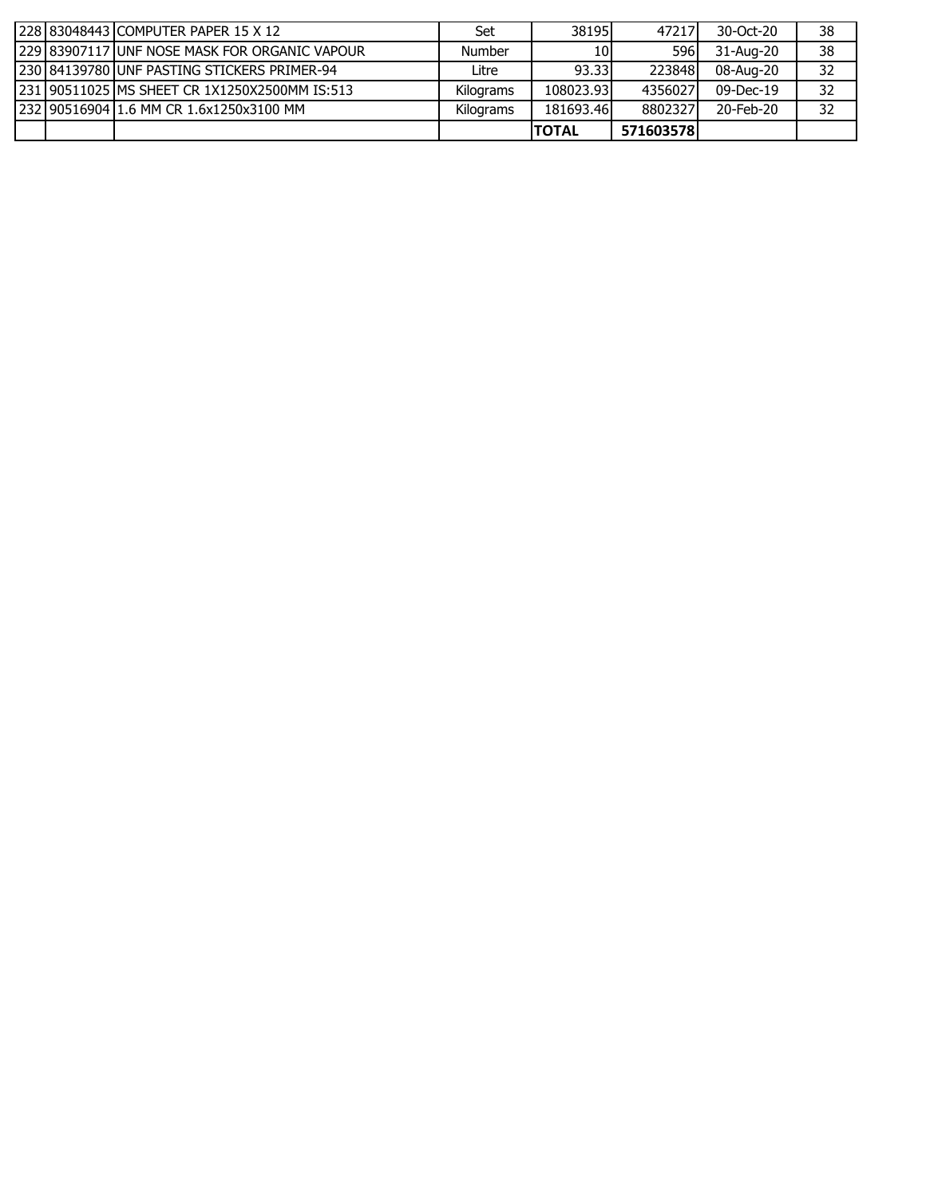| | | | | | | | |
|---|---|---|---|---|---|---|---|
| 228 | 83048443 | COMPUTER PAPER 15 X 12 | Set | 38195 | 47217 | 30-Oct-20 | 38 |
| 229 | 83907117 | UNF NOSE MASK FOR ORGANIC VAPOUR | Number | 10 | 596 | 31-Aug-20 | 38 |
| 230 | 84139780 | UNF PASTING STICKERS PRIMER-94 | Litre | 93.33 | 223848 | 08-Aug-20 | 32 |
| 231 | 90511025 | MS SHEET CR 1X1250X2500MM IS:513 | Kilograms | 108023.93 | 4356027 | 09-Dec-19 | 32 |
| 232 | 90516904 | 1.6 MM CR 1.6x1250x3100 MM | Kilograms | 181693.46 | 8802327 | 20-Feb-20 | 32 |
| | | | | **TOTAL** | **571603578** | | |